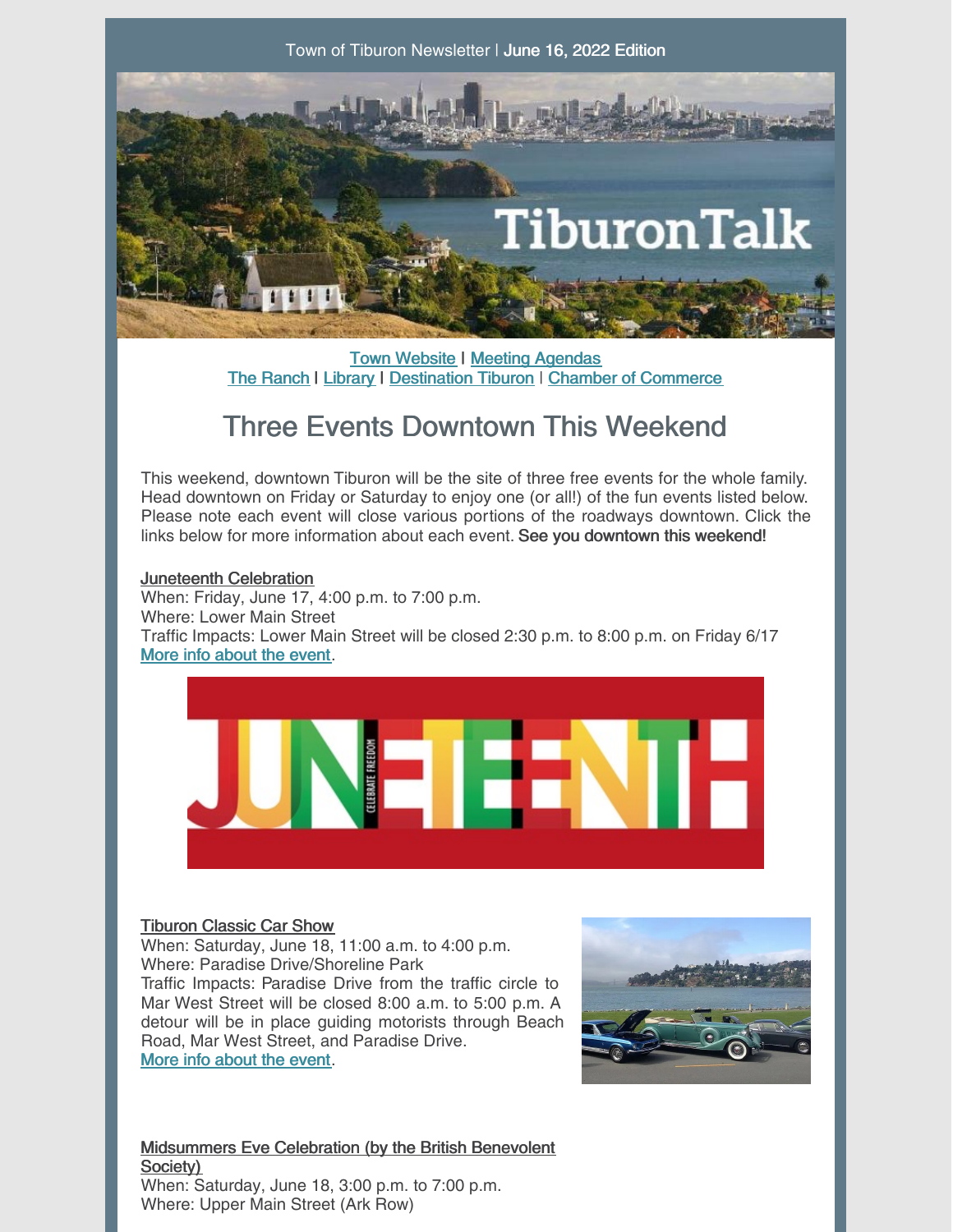Town of Tiburon Newsletter | **June 16, 2022 Edition**

Town Website | Meeting Agendas
The Ranch | Library | Destination Tiburon | Chamber of Commerce

# Three Events Downtown This Weekend

This weekend, downtown Tiburon will be the site of three free events for the whole family. Head downtown on Friday or Saturday to enjoy one (or all!) of the fun events listed below. Please note each event will close various portions of the roadways downtown. Click the links below for more information about each event. **See you downtown this weekend!**

**Juneteenth Celebration**
When: Friday, June 17, 4:00 p.m. to 7:00 p.m.
Where: Lower Main Street
Traffic Impacts: Lower Main Street will be closed 2:30 p.m. to 8:00 p.m. on Friday 6/17
More info about the event.

**Tiburon Classic Car Show**
When: Saturday, June 18, 11:00 a.m. to 4:00 p.m.
Where: Paradise Drive/Shoreline Park
Traffic Impacts: Paradise Drive from the traffic circle to Mar West Street will be closed 8:00 a.m. to 5:00 p.m. A detour will be in place guiding motorists through Beach Road, Mar West Street, and Paradise Drive.
More info about the event.

**Midsummers Eve Celebration (by the British Benevolent Society)**
When: Saturday, June 18, 3:00 p.m. to 7:00 p.m.
Where: Upper Main Street (Ark Row)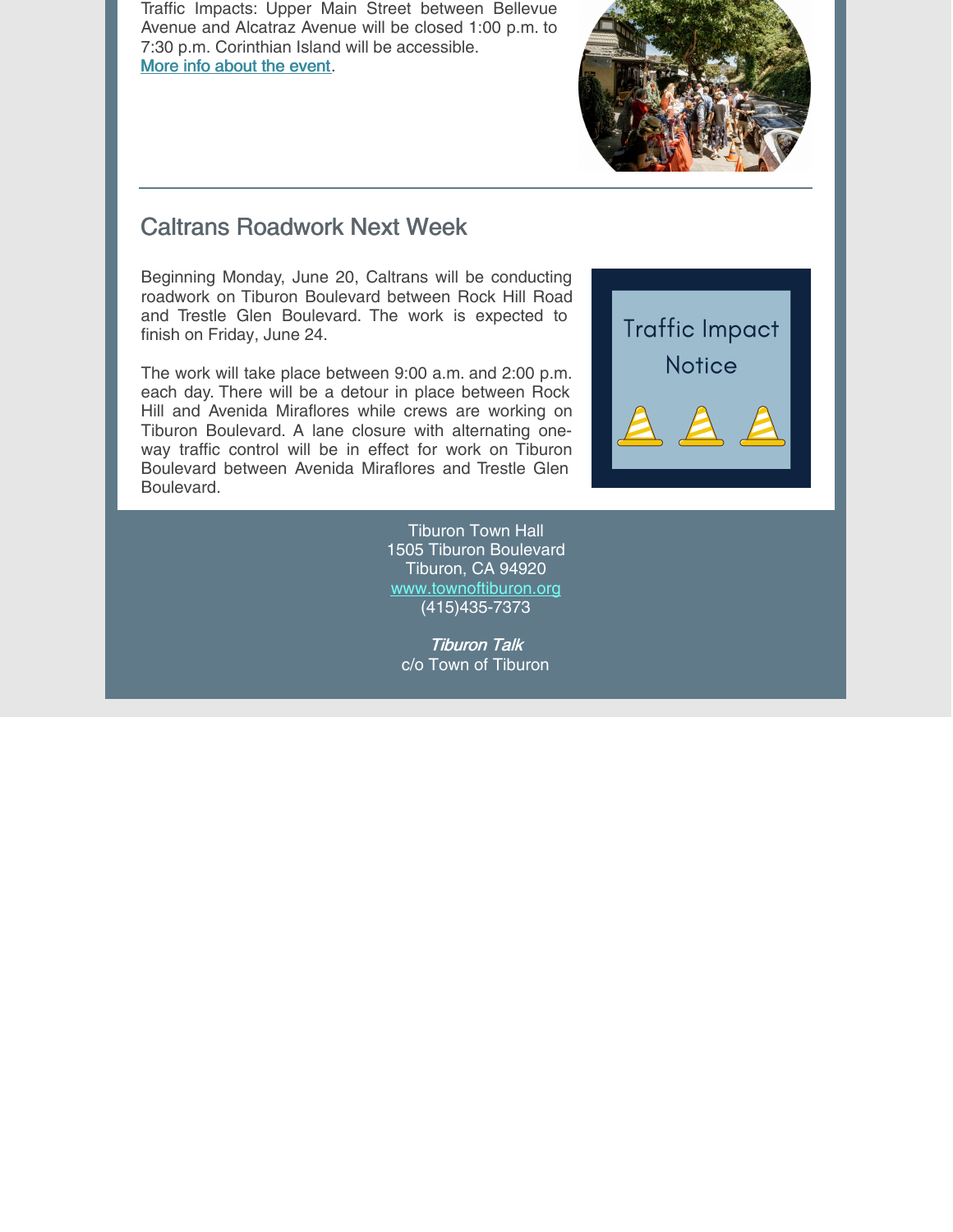Traffic Impacts: Upper Main Street between Bellevue Avenue and Alcatraz Avenue will be closed 1:00 p.m. to 7:30 p.m. Corinthian Island will be accessible.
More info about the event.

---

## Caltrans Roadwork Next Week

Beginning Monday, June 20, Caltrans will be conducting roadwork on Tiburon Boulevard between Rock Hill Road and Trestle Glen Boulevard. The work is expected to finish on Friday, June 24.

The work will take place between 9:00 a.m. and 2:00 p.m. each day. There will be a detour in place between Rock Hill and Avenida Miraflores while crews are working on Tiburon Boulevard. A lane closure with alternating one-way traffic control will be in effect for work on Tiburon Boulevard between Avenida Miraflores and Trestle Glen Boulevard.

Tiburon Town Hall
1505 Tiburon Boulevard
Tiburon, CA 94920
www.townoftiburon.org
(415)435-7373

*Tiburon Talk*
c/o Town of Tiburon